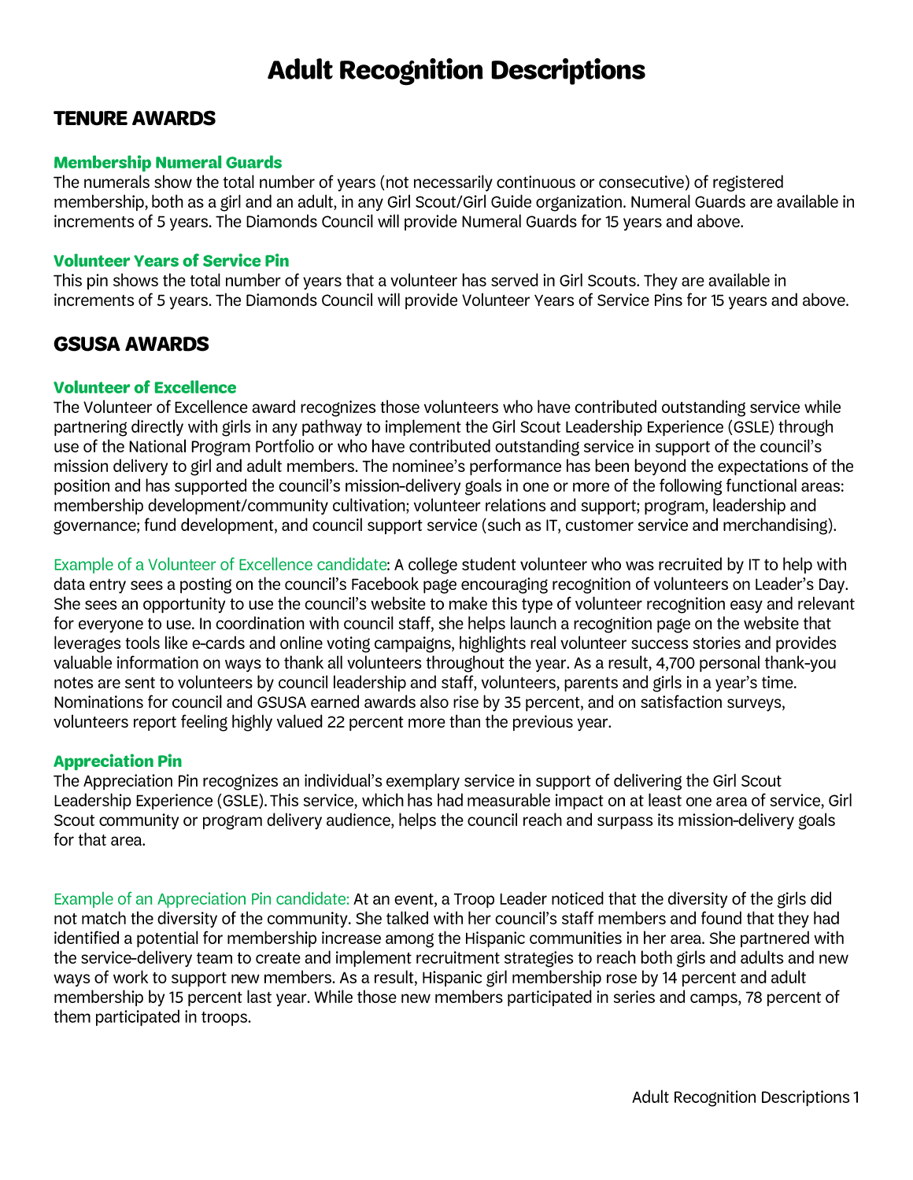# Adult Recognition Descriptions

## TENURE AWARDS

### Membership Numeral Guards

The numerals show the total number of years (not necessarily continuous or consecutive) of registered membership, both as a girl and an adult, in any Girl Scout/Girl Guide organization. Numeral Guards are available in increments of 5 years. The Diamonds Council will provide Numeral Guards for 15 years and above.

### Volunteer Years of Service Pin

This pin shows the total number of years that a volunteer has served in Girl Scouts. They are available in increments of 5 years. The Diamonds Council will provide Volunteer Years of Service Pins for 15 years and above.

## GSUSA AWARDS

### Volunteer of Excellence

The Volunteer of Excellence award recognizes those volunteers who have contributed outstanding service while partnering directly with girls in any pathway to implement the Girl Scout Leadership Experience (GSLE) through use of the National Program Portfolio or who have contributed outstanding service in support of the council's mission delivery to girl and adult members. The nominee's performance has been beyond the expectations of the position and has supported the council's mission-delivery goals in one or more of the following functional areas: membership development/community cultivation; volunteer relations and support; program, leadership and governance; fund development, and council support service (such as IT, customer service and merchandising).

Example of a Volunteer of Excellence candidate: A college student volunteer who was recruited by IT to help with data entry sees a posting on the council's Facebook page encouraging recognition of volunteers on Leader's Day. She sees an opportunity to use the council's website to make this type of volunteer recognition easy and relevant for everyone to use. In coordination with council staff, she helps launch a recognition page on the website that leverages tools like e-cards and online voting campaigns, highlights real volunteer success stories and provides valuable information on ways to thank all volunteers throughout the year. As a result, 4,700 personal thank-you notes are sent to volunteers by council leadership and staff, volunteers, parents and girls in a year's time. Nominations for council and GSUSA earned awards also rise by 35 percent, and on satisfaction surveys, volunteers report feeling highly valued 22 percent more than the previous year.

### Appreciation Pin

The Appreciation Pin recognizes an individual's exemplary service in support of delivering the Girl Scout Leadership Experience (GSLE). This service, which has had measurable impact on at least one area of service, Girl Scout community or program delivery audience, helps the council reach and surpass its mission-delivery goals for that area.

Example of an Appreciation Pin candidate: At an event, a Troop Leader noticed that the diversity of the girls did not match the diversity of the community. She talked with her council's staff members and found that they had identified a potential for membership increase among the Hispanic communities in her area. She partnered with the service-delivery team to create and implement recruitment strategies to reach both girls and adults and new ways of work to support new members. As a result, Hispanic girl membership rose by 14 percent and adult membership by 15 percent last year. While those new members participated in series and camps, 78 percent of them participated in troops.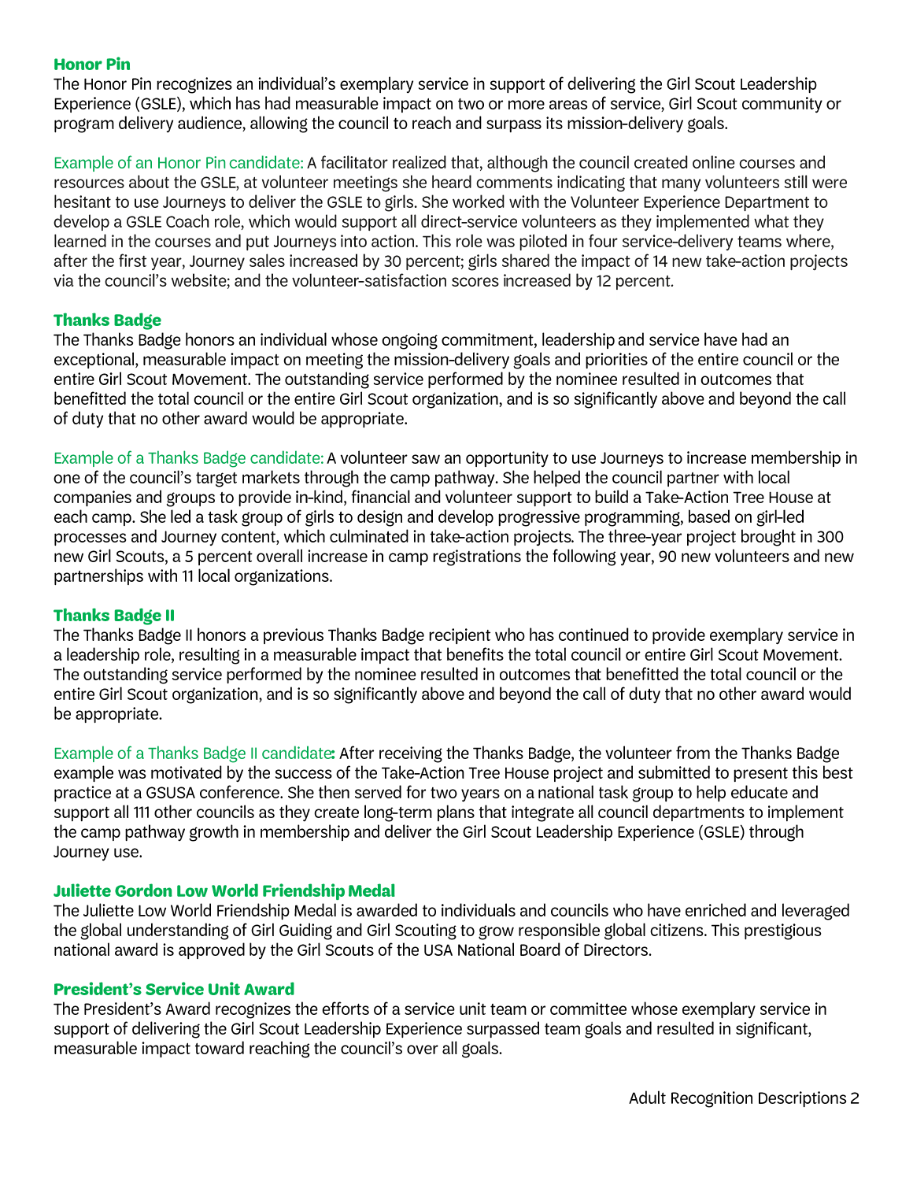## Honor Pin

The Honor Pin recognizes an individual's exemplary service in support of delivering the Girl Scout Leadership Experience (GSLE), which has had measurable impact on two or more areas of service, Girl Scout community or program delivery audience, allowing the council to reach and surpass its mission-delivery goals.

Example of an Honor Pin candidate: A facilitator realized that, although the council created online courses and resources about the GSLE, at volunteer meetings she heard comments indicating that many volunteers still were hesitant to use Journeys to deliver the GSLE to girls. She worked with the Volunteer Experience Department to develop a GSLE Coach role, which would support all direct-service volunteers as they implemented what they learned in the courses and put Journeys into action. This role was piloted in four service-delivery teams where, after the first year, Journey sales increased by 30 percent; girls shared the impact of 14 new take-action projects via the council's website; and the volunteer-satisfaction scores increased by 12 percent.

## Thanks Badge

The Thanks Badge honors an individual whose ongoing commitment, leadership and service have had an exceptional, measurable impact on meeting the mission-delivery goals and priorities of the entire council or the entire Girl Scout Movement. The outstanding service performed by the nominee resulted in outcomes that benefitted the total council or the entire Girl Scout organization, and is so significantly above and beyond the call of duty that no other award would be appropriate.

Example of a Thanks Badge candidate: A volunteer saw an opportunity to use Journeys to increase membership in one of the council's target markets through the camp pathway. She helped the council partner with local companies and groups to provide in-kind, financial and volunteer support to build a Take-Action Tree House at each camp. She led a task group of girls to design and develop progressive programming, based on girl-led processes and Journey content, which culminated in take-action projects. The three-year project brought in 300 new Girl Scouts, a 5 percent overall increase in camp registrations the following year, 90 new volunteers and new partnerships with 11 local organizations.

## Thanks Badge II

The Thanks Badge II honors a previous Thanks Badge recipient who has continued to provide exemplary service in a leadership role, resulting in a measurable impact that benefits the total council or entire Girl Scout Movement. The outstanding service performed by the nominee resulted in outcomes that benefitted the total council or the entire Girl Scout organization, and is so significantly above and beyond the call of duty that no other award would be appropriate.

Example of a Thanks Badge II candidate**:** After receiving the Thanks Badge, the volunteer from the Thanks Badge example was motivated by the success of the Take-Action Tree House project and submitted to present this best practice at a GSUSA conference. She then served for two years on a national task group to help educate and support all 111 other councils as they create long-term plans that integrate all council departments to implement the camp pathway growth in membership and deliver the Girl Scout Leadership Experience (GSLE) through Journey use.

## Juliette Gordon Low World Friendship Medal

The Juliette Low World Friendship Medal is awarded to individuals and councils who have enriched and leveraged the global understanding of Girl Guiding and Girl Scouting to grow responsible global citizens. This prestigious national award is approved by the Girl Scouts of the USA National Board of Directors.

## President's Service Unit Award

The President's Award recognizes the efforts of a service unit team or committee whose exemplary service in support of delivering the Girl Scout Leadership Experience surpassed team goals and resulted in significant, measurable impact toward reaching the council's over all goals.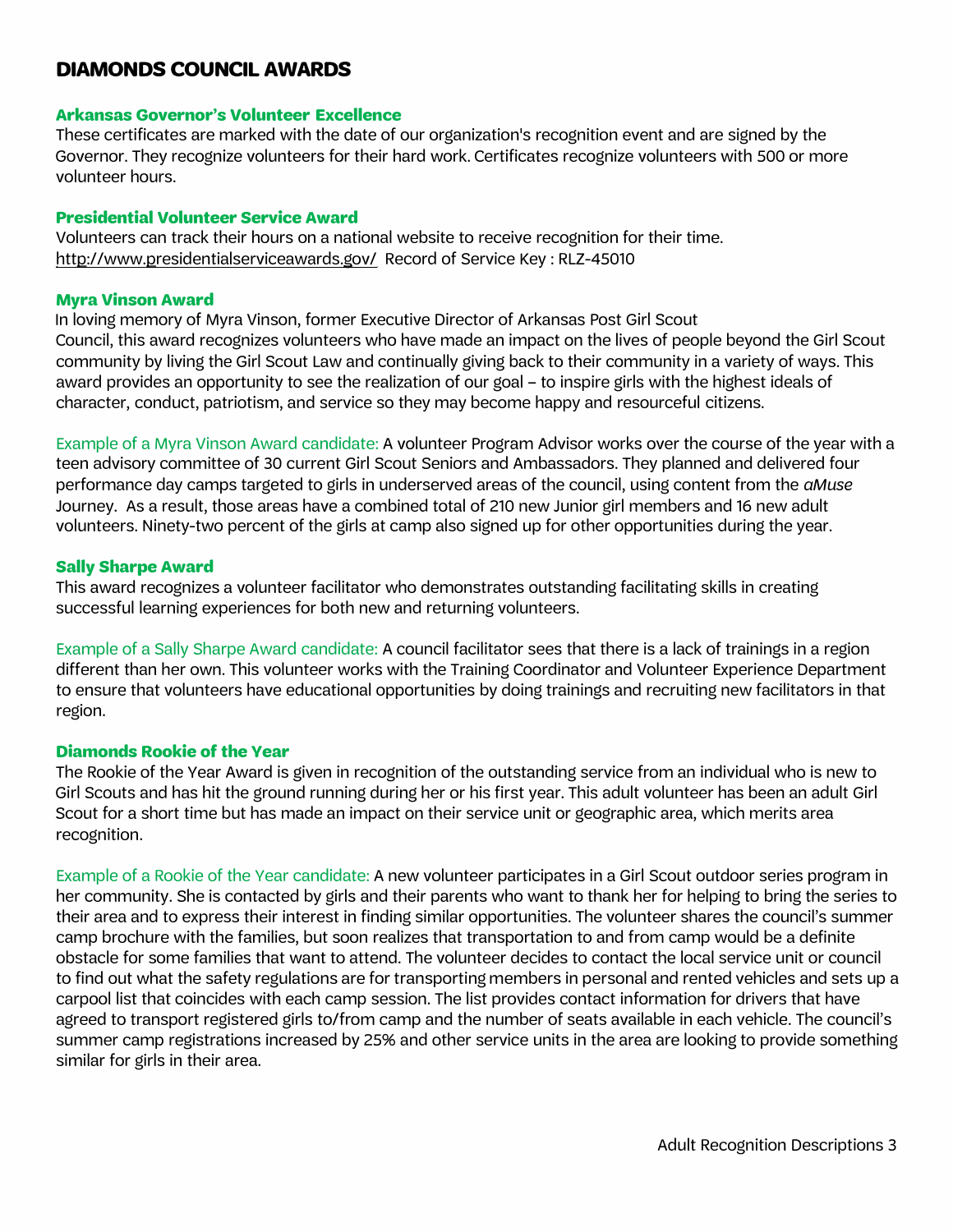## DIAMONDS COUNCIL AWARDS

### Arkansas Governor's Volunteer Excellence

These certificates are marked with the date of our organization's recognition event and are signed by the Governor. They recognize volunteers for their hard work. Certificates recognize volunteers with 500 or more volunteer hours.

### Presidential Volunteer Service Award

Volunteers can track their hours on a national website to receive recognition for their time. http://www.presidentialserviceawards.gov/ Record of Service Key : RLZ-45010

### Myra Vinson Award

In loving memory of Myra Vinson, former Executive Director of Arkansas Post Girl Scout Council, this award recognizes volunteers who have made an impact on the lives of people beyond the Girl Scout community by living the Girl Scout Law and continually giving back to their community in a variety of ways. This award provides an opportunity to see the realization of our goal – to inspire girls with the highest ideals of character, conduct, patriotism, and service so they may become happy and resourceful citizens.

Example of a Myra Vinson Award candidate: A volunteer Program Advisor works over the course of the year with a teen advisory committee of 30 current Girl Scout Seniors and Ambassadors. They planned and delivered four performance day camps targeted to girls in underserved areas of the council, using content from the *aMuse* Journey. As a result, those areas have a combined total of 210 new Junior girl members and 16 new adult volunteers. Ninety-two percent of the girls at camp also signed up for other opportunities during the year.

### Sally Sharpe Award

This award recognizes a volunteer facilitator who demonstrates outstanding facilitating skills in creating successful learning experiences for both new and returning volunteers.

Example of a Sally Sharpe Award candidate: A council facilitator sees that there is a lack of trainings in a region different than her own. This volunteer works with the Training Coordinator and Volunteer Experience Department to ensure that volunteers have educational opportunities by doing trainings and recruiting new facilitators in that region.

### Diamonds Rookie of the Year

The Rookie of the Year Award is given in recognition of the outstanding service from an individual who is new to Girl Scouts and has hit the ground running during her or his first year. This adult volunteer has been an adult Girl Scout for a short time but has made an impact on their service unit or geographic area, which merits area recognition.

Example of a Rookie of the Year candidate: A new volunteer participates in a Girl Scout outdoor series program in her community. She is contacted by girls and their parents who want to thank her for helping to bring the series to their area and to express their interest in finding similar opportunities. The volunteer shares the council's summer camp brochure with the families, but soon realizes that transportation to and from camp would be a definite obstacle for some families that want to attend. The volunteer decides to contact the local service unit or council to find out what the safety regulations are for transporting members in personal and rented vehicles and sets up a carpool list that coincides with each camp session. The list provides contact information for drivers that have agreed to transport registered girls to/from camp and the number of seats available in each vehicle. The council's summer camp registrations increased by 25% and other service units in the area are looking to provide something similar for girls in their area.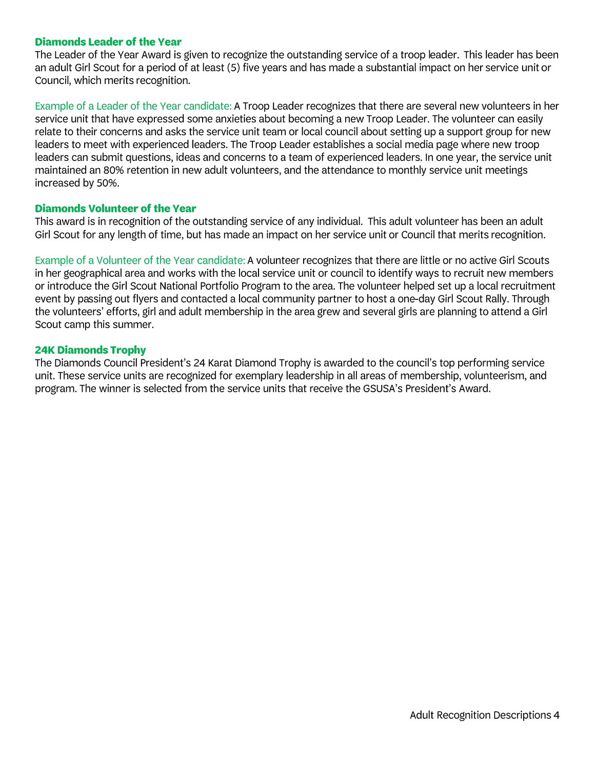### Diamonds Leader of the Year

The Leader of the Year Award is given to recognize the outstanding service of a troop leader. This leader has been an adult Girl Scout for a period of at least (5) five years and has made a substantial impact on her service unit or Council, which merits recognition.

Example of a Leader of the Year candidate: A Troop Leader recognizes that there are several new volunteers in her service unit that have expressed some anxieties about becoming a new Troop Leader. The volunteer can easily relate to their concerns and asks the service unit team or local council about setting up a support group for new leaders to meet with experienced leaders. The Troop Leader establishes a social media page where new troop leaders can submit questions, ideas and concerns to a team of experienced leaders. In one year, the service unit maintained an 80% retention in new adult volunteers, and the attendance to monthly service unit meetings increased by 50%.

### Diamonds Volunteer of the Year

This award is in recognition of the outstanding service of any individual. This adult volunteer has been an adult Girl Scout for any length of time, but has made an impact on her service unit or Council that merits recognition.

Example of a Volunteer of the Year candidate: A volunteer recognizes that there are little or no active Girl Scouts in her geographical area and works with the local service unit or council to identify ways to recruit new members or introduce the Girl Scout National Portfolio Program to the area. The volunteer helped set up a local recruitment event by passing out flyers and contacted a local community partner to host a one-day Girl Scout Rally. Through the volunteers' efforts, girl and adult membership in the area grew and several girls are planning to attend a Girl Scout camp this summer.

### 24K Diamonds Trophy

The Diamonds Council President's 24 Karat Diamond Trophy is awarded to the council's top performing service unit. These service units are recognized for exemplary leadership in all areas of membership, volunteerism, and program. The winner is selected from the service units that receive the GSUSA's President's Award.